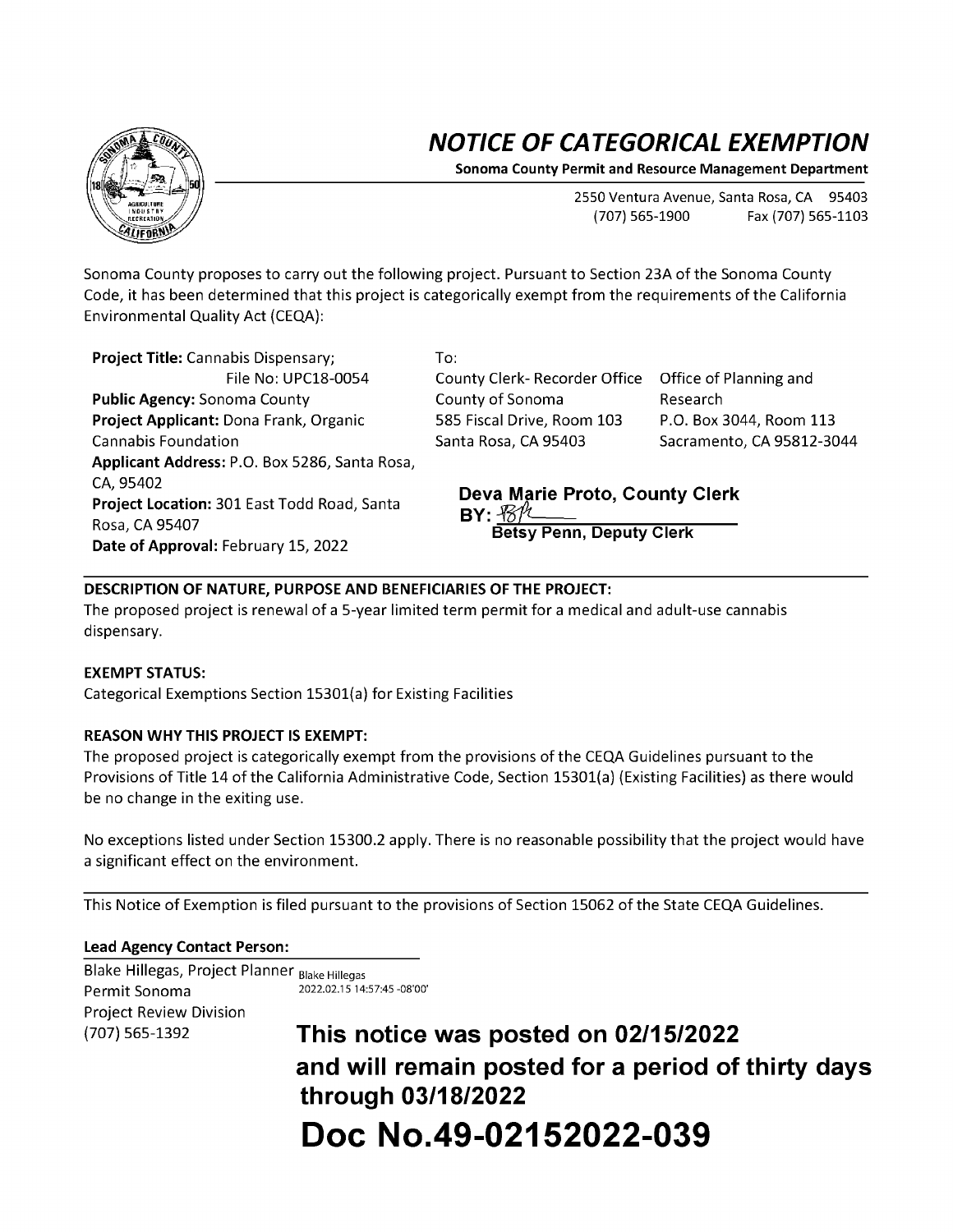# NOTICE OF CATEGORICAL EXEMPTION

**Sonoma County Permit and Resource Management Department**

2550 Ventura Avenue, Santa Rosa, CA 95403
(707) 565-1900 Fax (707) 565-1103

Sonoma County proposes to carry out the following project. Pursuant to Section 23A of the Sonoma County Code, it has been determined that this project is categorically exempt from the requirements of the California Environmental Quality Act (CEQA):

**Project Title:** Cannabis Dispensary; File No: UPC18-0054
**Public Agency:** Sonoma County
**Project Applicant:** Dona Frank, Organic Cannabis Foundation
**Applicant Address:** P.O. Box 5286, Santa Rosa, CA, 95402
**Project Location:** 301 East Todd Road, Santa Rosa, CA 95407
**Date of Approval:** February 15, 2022

To:

County Clerk- Recorder Office
County of Sonoma
585 Fiscal Drive, Room 103
Santa Rosa, CA 95403

Office of Planning and Research
P.O. Box 3044, Room 113
Sacramento, CA 95812-3044

**Deva Marie Proto, County Clerk**
**BY:** ~~BP~~
**Betsy Penn, Deputy Clerk**

**DESCRIPTION OF NATURE, PURPOSE AND BENEFICIARIES OF THE PROJECT:**
The proposed project is renewal of a 5-year limited term permit for a medical and adult-use cannabis dispensary.

**EXEMPT STATUS:**
Categorical Exemptions Section 15301(a) for Existing Facilities

**REASON WHY THIS PROJECT IS EXEMPT:**
The proposed project is categorically exempt from the provisions of the CEQA Guidelines pursuant to the Provisions of Title 14 of the California Administrative Code, Section 15301(a) (Existing Facilities) as there would be no change in the exiting use.

No exceptions listed under Section 15300.2 apply. There is no reasonable possibility that the project would have a significant effect on the environment.

This Notice of Exemption is filed pursuant to the provisions of Section 15062 of the State CEQA Guidelines.

**Lead Agency Contact Person:**
Blake Hillegas, Project Planner Blake Hillegas 2022.02.15 14:57:45 -08'00'
Permit Sonoma
Project Review Division
(707) 565-1392

**This notice was posted on 02/15/2022 and will remain posted for a period of thirty days through 03/18/2022**

**Doc No.49-02152022-039**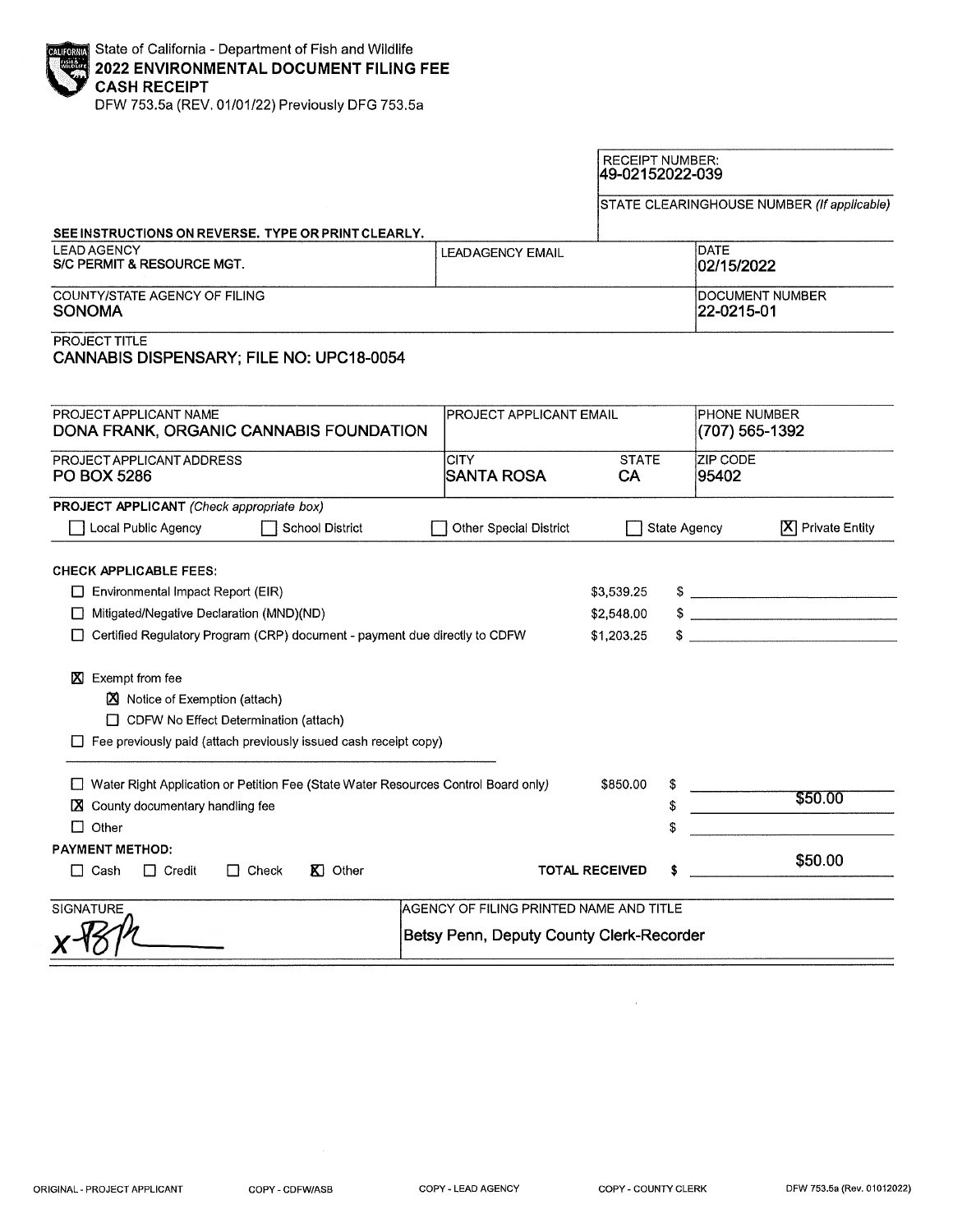State of California - Department of Fish and Wildlife
**2022 ENVIRONMENTAL DOCUMENT FILING FEE**
**CASH RECEIPT**
DFW 753.5a (REV. 01/01/22) Previously DFG 753.5a

RECEIPT NUMBER:
49-02152022-039

STATE CLEARINGHOUSE NUMBER *(If applicable)*

**SEE INSTRUCTIONS ON REVERSE. TYPE OR PRINT CLEARLY.**

| LEAD AGENCY | LEAD AGENCY EMAIL | DATE |
|---|---|---|
| S/C PERMIT & RESOURCE MGT. | | 02/15/2022 |

| COUNTY/STATE AGENCY OF FILING | DOCUMENT NUMBER |
|---|---|
| SONOMA | 22-0215-01 |

PROJECT TITLE
**CANNABIS DISPENSARY; FILE NO: UPC18-0054**

| PROJECT APPLICANT NAME | PROJECT APPLICANT EMAIL | | PHONE NUMBER |
|---|---|---|---|
| DONA FRANK, ORGANIC CANNABIS FOUNDATION | | | (707) 565-1392 |
| **PROJECT APPLICANT ADDRESS** | **CITY** | **STATE** | **ZIP CODE** |
| PO BOX 5286 | SANTA ROSA | CA | 95402 |

**PROJECT APPLICANT** *(Check appropriate box)*

☐ Local Public Agency ☐ School District ☐ Other Special District ☐ State Agency ☒ Private Entity

**CHECK APPLICABLE FEES:**

| | | |
|---|---|---|
| ☐ Environmental Impact Report (EIR) | $3,539.25 | $ |
| ☐ Mitigated/Negative Declaration (MND)(ND) | $2,548.00 | $ |
| ☐ Certified Regulatory Program (CRP) document - payment due directly to CDFW | $1,203.25 | $ |

☒ Exempt from fee
- ☒ Notice of Exemption (attach)
- ☐ CDFW No Effect Determination (attach)

☐ Fee previously paid (attach previously issued cash receipt copy)

| | | |
|---|---|---|
| ☐ Water Right Application or Petition Fee (State Water Resources Control Board only) | $850.00 | $ |
| ☒ County documentary handling fee | | $ $50.00 |
| ☐ Other | | $ |

**PAYMENT METHOD:**

☐ Cash ☐ Credit ☐ Check ☒ Other **TOTAL RECEIVED** $ $50.00

| SIGNATURE | AGENCY OF FILING PRINTED NAME AND TITLE |
|---|---|
| x [signature] | Betsy Penn, Deputy County Clerk-Recorder |

ORIGINAL - PROJECT APPLICANT COPY - CDFW/ASB COPY - LEAD AGENCY COPY - COUNTY CLERK DFW 753.5a (Rev. 01012022)